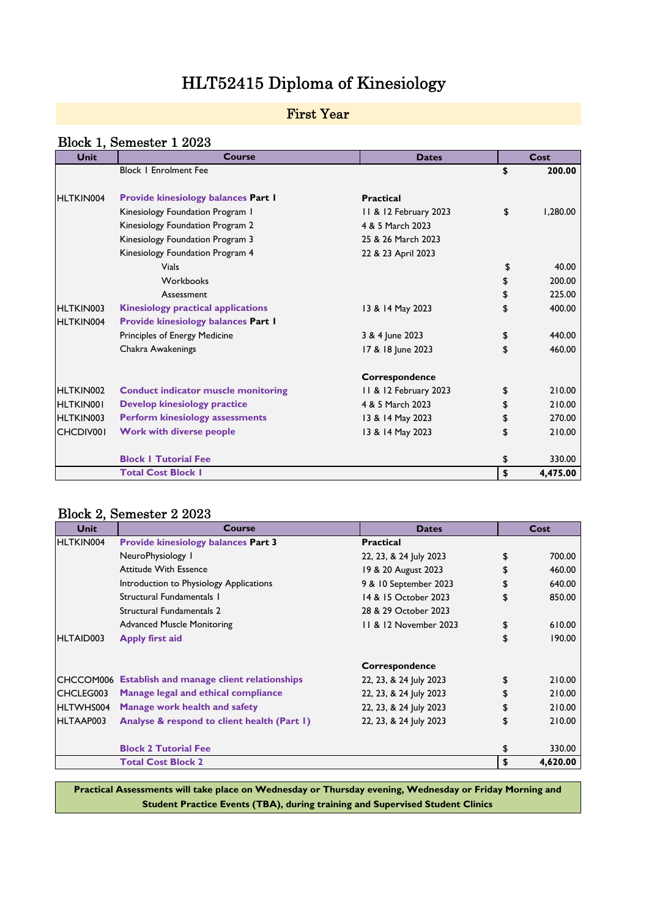# HLT52415 Diploma of Kinesiology

## First Year

### Block 1, Semester 1 2023

| Unit | Course | Dates | Cost |
|---|---|---|---|
| | Block 1 Enrolment Fee | | **$ 200.00** |
| | | | |
| HLTKIN004 | **Provide kinesiology balances Part 1** | **Practical** | |
| | Kinesiology Foundation Program 1 | 11 & 12 February 2023 | $ 1,280.00 |
| | Kinesiology Foundation Program 2 | 4 & 5 March 2023 | |
| | Kinesiology Foundation Program 3 | 25 & 26 March 2023 | |
| | Kinesiology Foundation Program 4 | 22 & 23 April 2023 | |
| | Vials | | $ 40.00 |
| | Workbooks | | $ 200.00 |
| | Assessment | | $ 225.00 |
| HLTKIN003 | **Kinesiology practical applications** | 13 & 14 May 2023 | $ 400.00 |
| HLTKIN004 | **Provide kinesiology balances Part 1** | | |
| | Principles of Energy Medicine | 3 & 4 June 2023 | $ 440.00 |
| | Chakra Awakenings | 17 & 18 June 2023 | $ 460.00 |
| | | | |
| | | **Correspondence** | |
| HLTKIN002 | **Conduct indicator muscle monitoring** | 11 & 12 February 2023 | $ 210.00 |
| HLTKIN001 | **Develop kinesiology practice** | 4 & 5 March 2023 | $ 210.00 |
| HLTKIN003 | **Perform kinesiology assessments** | 13 & 14 May 2023 | $ 270.00 |
| CHCDIV001 | **Work with diverse people** | 13 & 14 May 2023 | $ 210.00 |
| | | | |
| | **Block 1 Tutorial Fee** | | $ 330.00 |
| | **Total Cost Block 1** | | **$ 4,475.00** |

### Block 2, Semester 2 2023

| Unit | Course | Dates | Cost |
|---|---|---|---|
| HLTKIN004 | **Provide kinesiology balances Part 3** | **Practical** | |
| | NeuroPhysiology 1 | 22, 23, & 24 July 2023 | $ 700.00 |
| | Attitude With Essence | 19 & 20 August 2023 | $ 460.00 |
| | Introduction to Physiology Applications | 9 & 10 September 2023 | $ 640.00 |
| | Structural Fundamentals 1 | 14 & 15 October 2023 | $ 850.00 |
| | Structural Fundamentals 2 | 28 & 29 October 2023 | |
| | Advanced Muscle Monitoring | 11 & 12 November 2023 | $ 610.00 |
| HLTAID003 | **Apply first aid** | | $ 190.00 |
| | | | |
| | | **Correspondence** | |
| CHCCOM006 | **Establish and manage client relationships** | 22, 23, & 24 July 2023 | $ 210.00 |
| CHCLEG003 | **Manage legal and ethical compliance** | 22, 23, & 24 July 2023 | $ 210.00 |
| HLTWHS004 | **Manage work health and safety** | 22, 23, & 24 July 2023 | $ 210.00 |
| HLTAAP003 | **Analyse & respond to client health (Part 1)** | 22, 23, & 24 July 2023 | $ 210.00 |
| | | | |
| | **Block 2 Tutorial Fee** | | $ 330.00 |
| | **Total Cost Block 2** | | **$ 4,620.00** |

**Practical Assessments will take place on Wednesday or Thursday evening, Wednesday or Friday Morning and Student Practice Events (TBA), during training and Supervised Student Clinics**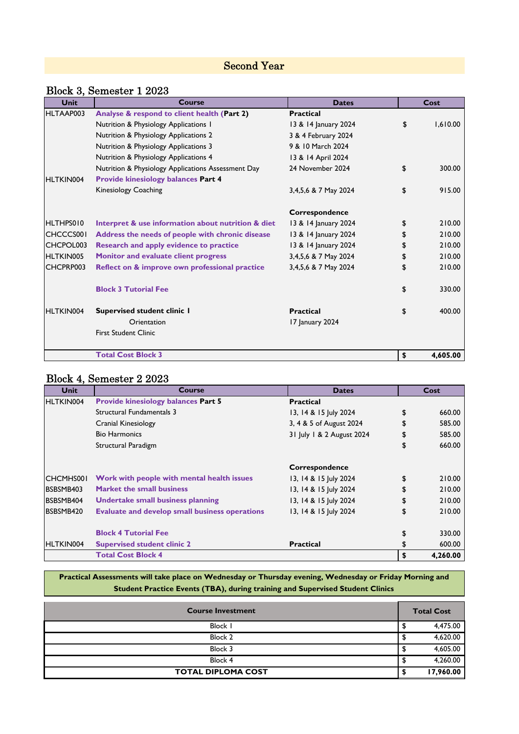# Second Year

## Block 3, Semester 1 2023

| Unit | Course | Dates | Cost |
|---|---|---|---|
| HLTAAP003 | **Analyse & respond to client health (Part 2)** | **Practical** | |
| | Nutrition & Physiology Applications 1 | 13 & 14 January 2024 | $ 1,610.00 |
| | Nutrition & Physiology Applications 2 | 3 & 4 February 2024 | |
| | Nutrition & Physiology Applications 3 | 9 & 10 March 2024 | |
| | Nutrition & Physiology Applications 4 | 13 & 14 April 2024 | |
| | Nutrition & Physiology Applications Assessment Day | 24 November 2024 | $ 300.00 |
| HLTKIN004 | **Provide kinesiology balances Part 4** | | |
| | Kinesiology Coaching | 3,4,5,6 & 7 May 2024 | $ 915.00 |
| | | **Correspondence** | |
| HLTHPS010 | **Interpret & use information about nutrition & diet** | 13 & 14 January 2024 | $ 210.00 |
| CHCCCS001 | **Address the needs of people with chronic disease** | 13 & 14 January 2024 | $ 210.00 |
| CHCPOL003 | **Research and apply evidence to practice** | 13 & 14 January 2024 | $ 210.00 |
| HLTKIN005 | **Monitor and evaluate client progress** | 3,4,5,6 & 7 May 2024 | $ 210.00 |
| CHCPRP003 | **Reflect on & improve own professional practice** | 3,4,5,6 & 7 May 2024 | $ 210.00 |
| | **Block 3 Tutorial Fee** | | $ 330.00 |
| HLTKIN004 | **Supervised student clinic 1** | **Practical** | $ 400.00 |
| | Orientation | 17 January 2024 | |
| | First Student Clinic | | |
| | **Total Cost Block 3** | | **$ 4,605.00** |

## Block 4, Semester 2 2023

| Unit | Course | Dates | Cost |
|---|---|---|---|
| HLTKIN004 | **Provide kinesiology balances Part 5** | **Practical** | |
| | Structural Fundamentals 3 | 13, 14 & 15 July 2024 | $ 660.00 |
| | Cranial Kinesiology | 3, 4 & 5 of August 2024 | $ 585.00 |
| | Bio Harmonics | 31 July 1 & 2 August 2024 | $ 585.00 |
| | Structural Paradigm | | $ 660.00 |
| | | **Correspondence** | |
| CHCMHS001 | **Work with people with mental health issues** | 13, 14 & 15 July 2024 | $ 210.00 |
| BSBSMB403 | **Market the small business** | 13, 14 & 15 July 2024 | $ 210.00 |
| BSBSMB404 | **Undertake small business planning** | 13, 14 & 15 July 2024 | $ 210.00 |
| BSBSMB420 | **Evaluate and develop small business operations** | 13, 14 & 15 July 2024 | $ 210.00 |
| | **Block 4 Tutorial Fee** | | $ 330.00 |
| HLTKIN004 | **Supervised student clinic 2** | **Practical** | $ 600.00 |
| | **Total Cost Block 4** | | **$ 4,260.00** |

**Practical Assessments will take place on Wednesday or Thursday evening, Wednesday or Friday Morning and Student Practice Events (TBA), during training and Supervised Student Clinics**

| Course Investment | Total Cost |
|---|---|
| Block 1 | $ 4,475.00 |
| Block 2 | $ 4,620.00 |
| Block 3 | $ 4,605.00 |
| Block 4 | $ 4,260.00 |
| **TOTAL DIPLOMA COST** | **$ 17,960.00** |